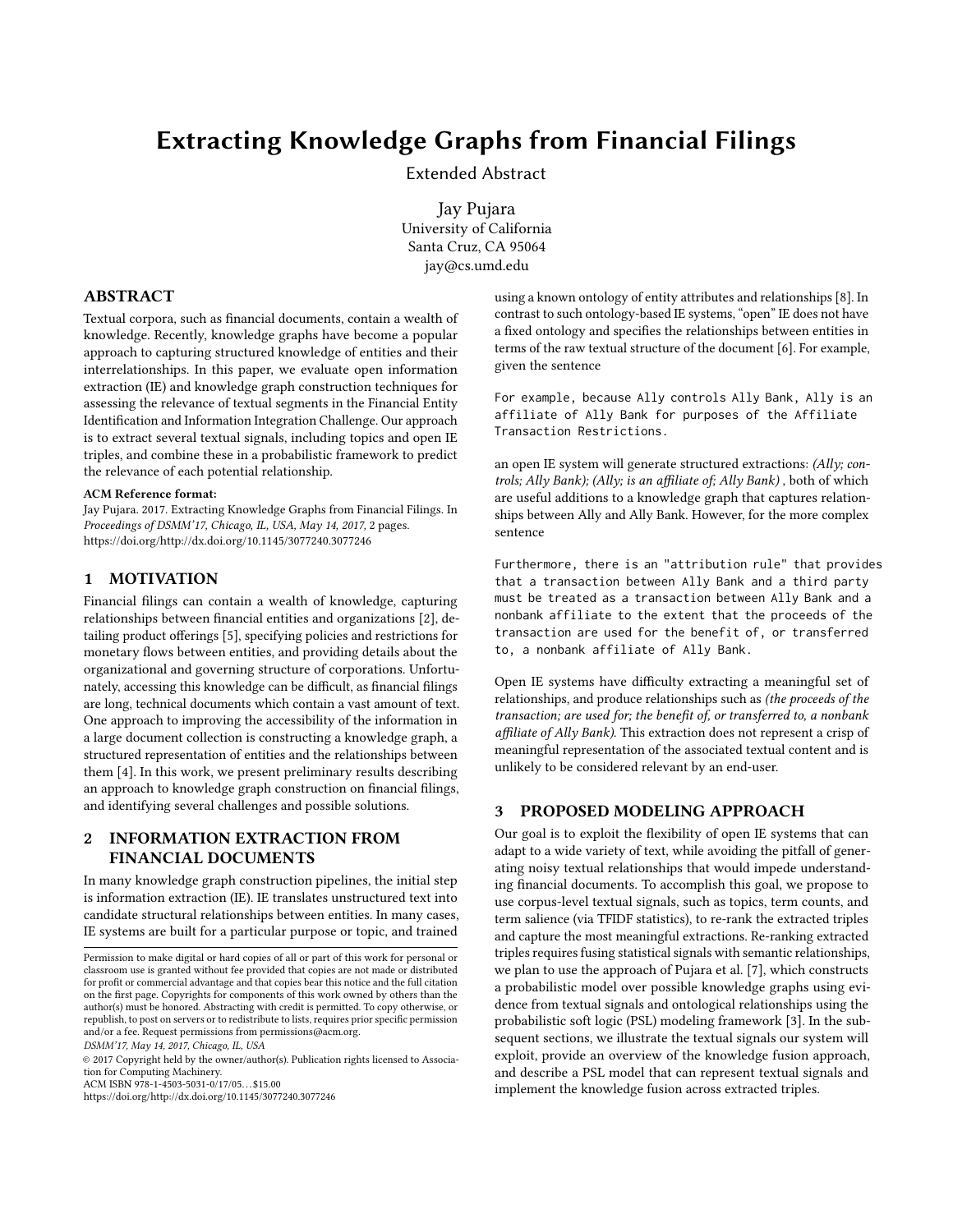# Extracting Knowledge Graphs from Financial Filings

Extended Abstract

Jay Pujara
University of California
Santa Cruz, CA 95064
jay@cs.umd.edu

## ABSTRACT

Textual corpora, such as financial documents, contain a wealth of knowledge. Recently, knowledge graphs have become a popular approach to capturing structured knowledge of entities and their interrelationships. In this paper, we evaluate open information extraction (IE) and knowledge graph construction techniques for assessing the relevance of textual segments in the Financial Entity Identification and Information Integration Challenge. Our approach is to extract several textual signals, including topics and open IE triples, and combine these in a probabilistic framework to predict the relevance of each potential relationship.

**ACM Reference format:**
Jay Pujara. 2017. Extracting Knowledge Graphs from Financial Filings. In *Proceedings of DSMM'17, Chicago, IL, USA, May 14, 2017,* 2 pages.
https://doi.org/http://dx.doi.org/10.1145/3077240.3077246

## 1 MOTIVATION

Financial filings can contain a wealth of knowledge, capturing relationships between financial entities and organizations [2], detailing product offerings [5], specifying policies and restrictions for monetary flows between entities, and providing details about the organizational and governing structure of corporations. Unfortunately, accessing this knowledge can be difficult, as financial filings are long, technical documents which contain a vast amount of text. One approach to improving the accessibility of the information in a large document collection is constructing a knowledge graph, a structured representation of entities and the relationships between them [4]. In this work, we present preliminary results describing an approach to knowledge graph construction on financial filings, and identifying several challenges and possible solutions.

## 2 INFORMATION EXTRACTION FROM FINANCIAL DOCUMENTS

In many knowledge graph construction pipelines, the initial step is information extraction (IE). IE translates unstructured text into candidate structural relationships between entities. In many cases, IE systems are built for a particular purpose or topic, and trained using a known ontology of entity attributes and relationships [8]. In contrast to such ontology-based IE systems, "open" IE does not have a fixed ontology and specifies the relationships between entities in terms of the raw textual structure of the document [6]. For example, given the sentence

```
For example, because Ally controls Ally Bank, Ally is an
affiliate of Ally Bank for purposes of the Affiliate
Transaction Restrictions.
```

an open IE system will generate structured extractions: *(Ally; controls; Ally Bank); (Ally; is an affiliate of; Ally Bank)* , both of which are useful additions to a knowledge graph that captures relationships between Ally and Ally Bank. However, for the more complex sentence

```
Furthermore, there is an "attribution rule" that provides
that a transaction between Ally Bank and a third party
must be treated as a transaction between Ally Bank and a
nonbank affiliate to the extent that the proceeds of the
transaction are used for the benefit of, or transferred
to, a nonbank affiliate of Ally Bank.
```

Open IE systems have difficulty extracting a meaningful set of relationships, and produce relationships such as *(the proceeds of the transaction; are used for; the benefit of, or transferred to, a nonbank affiliate of Ally Bank)*. This extraction does not represent a crisp of meaningful representation of the associated textual content and is unlikely to be considered relevant by an end-user.

## 3 PROPOSED MODELING APPROACH

Our goal is to exploit the flexibility of open IE systems that can adapt to a wide variety of text, while avoiding the pitfall of generating noisy textual relationships that would impede understanding financial documents. To accomplish this goal, we propose to use corpus-level textual signals, such as topics, term counts, and term salience (via TFIDF statistics), to re-rank the extracted triples and capture the most meaningful extractions. Re-ranking extracted triples requires fusing statistical signals with semantic relationships, we plan to use the approach of Pujara et al. [7], which constructs a probabilistic model over possible knowledge graphs using evidence from textual signals and ontological relationships using the probabilistic soft logic (PSL) modeling framework [3]. In the subsequent sections, we illustrate the textual signals our system will exploit, provide an overview of the knowledge fusion approach, and describe a PSL model that can represent textual signals and implement the knowledge fusion across extracted triples.

---

Permission to make digital or hard copies of all or part of this work for personal or classroom use is granted without fee provided that copies are not made or distributed for profit or commercial advantage and that copies bear this notice and the full citation on the first page. Copyrights for components of this work owned by others than the author(s) must be honored. Abstracting with credit is permitted. To copy otherwise, or republish, to post on servers or to redistribute to lists, requires prior specific permission and/or a fee. Request permissions from permissions@acm.org.

*DSMM'17, May 14, 2017, Chicago, IL, USA*

© 2017 Copyright held by the owner/author(s). Publication rights licensed to Association for Computing Machinery.
ACM ISBN 978-1-4503-5031-0/17/05...$15.00
https://doi.org/http://dx.doi.org/10.1145/3077240.3077246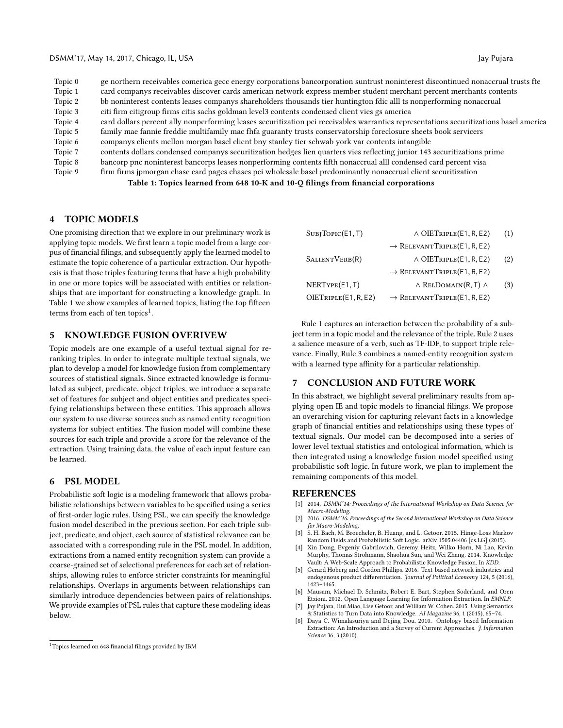| | |
|---|---|
| Topic 0 | ge northern receivables comerica gecc energy corporations bancorporation suntrust noninterest discontinued nonaccrual trusts fte |
| Topic 1 | card companys receivables discover cards american network express member student merchant percent merchants contents |
| Topic 2 | bb noninterest contents leases companys shareholders thousands tier huntington fdic alll ts nonperforming nonaccrual |
| Topic 3 | citi firm citigroup firms citis sachs goldman level3 contents condensed client vies gs america |
| Topic 4 | card dollars percent ally nonperforming leases securitization pci receivables warranties representations securitizations basel america |
| Topic 5 | family mae fannie freddie multifamily mac fhfa guaranty trusts conservatorship foreclosure sheets book servicers |
| Topic 6 | companys clients mellon morgan basel client bny stanley tier schwab york var contents intangible |
| Topic 7 | contents dollars condensed companys securitization hedges lien quarters vies reflecting junior 143 securitizations prime |
| Topic 8 | bancorp pnc noninterest bancorps leases nonperforming contents fifth nonaccrual alll condensed card percent visa |
| Topic 9 | firm firms jpmorgan chase card pages chases pci wholesale basel predominantly nonaccrual client securitization |

**Table 1: Topics learned from 648 10-K and 10-Q filings from financial corporations**

## 4 TOPIC MODELS

One promising direction that we explore in our preliminary work is applying topic models. We first learn a topic model from a large corpus of financial filings, and subsequently apply the learned model to estimate the topic coherence of a particular extraction. Our hypothesis is that those triples featuring terms that have a high probability in one or more topics will be associated with entities or relationships that are important for constructing a knowledge graph. In Table 1 we show examples of learned topics, listing the top fifteen terms from each of ten topics[1].

## 5 KNOWLEDGE FUSION OVERIVEW

Topic models are one example of a useful textual signal for reranking triples. In order to integrate multiple textual signals, we plan to develop a model for knowledge fusion from complementary sources of statistical signals. Since extracted knowledge is formulated as subject, predicate, object triples, we introduce a separate set of features for subject and object entities and predicates specifying relationships between these entities. This approach allows our system to use diverse sources such as named entity recognition systems for subject entities. The fusion model will combine these sources for each triple and provide a score for the relevance of the extraction. Using training data, the value of each input feature can be learned.

## 6 PSL MODEL

Probabilistic soft logic is a modeling framework that allows probabilistic relationships between variables to be specified using a series of first-order logic rules. Using PSL, we can specify the knowledge fusion model described in the previous section. For each triple subject, predicate, and object, each source of statistical relevance can be associated with a corresponding rule in the PSL model. In addition, extractions from a named entity recognition system can provide a coarse-grained set of selectional preferences for each set of relationships, allowing rules to enforce stricter constraints for meaningful relationships. Overlaps in arguments between relationships can similarly introduce dependencies between pairs of relationships. We provide examples of PSL rules that capture these modeling ideas below.

$$\textsc{SubjTopic}(E1, T) \wedge \textsc{OIETriple}(E1, R, E2) \rightarrow \textsc{RelevantTriple}(E1, R, E2) \quad (1)$$

$$\textsc{SalientVerb}(R) \wedge \textsc{OIETriple}(E1, R, E2) \rightarrow \textsc{RelevantTriple}(E1, R, E2) \quad (2)$$

$$\textsc{NERType}(E1, T) \wedge \textsc{RelDomain}(R, T) \wedge \textsc{OIETriple}(E1, R, E2) \rightarrow \textsc{RelevantTriple}(E1, R, E2) \quad (3)$$

Rule 1 captures an interaction between the probability of a subject term in a topic model and the relevance of the triple. Rule 2 uses a salience measure of a verb, such as TF-IDF, to support triple relevance. Finally, Rule 3 combines a named-entity recognition system with a learned type affinity for a particular relationship.

## 7 CONCLUSION AND FUTURE WORK

In this abstract, we highlight several preliminary results from applying open IE and topic models to financial filings. We propose an overarching vision for capturing relevant facts in a knowledge graph of financial entities and relationships using these types of textual signals. Our model can be decomposed into a series of lower level textual statistics and ontological information, which is then integrated using a knowledge fusion model specified using probabilistic soft logic. In future work, we plan to implement the remaining components of this model.

## REFERENCES

[1] 2014. *DSMM'14: Proceedings of the International Workshop on Data Science for Macro-Modeling.*

[2] 2016. *DSMM'16: Proceedings of the Second International Workshop on Data Science for Macro-Modeling.*

[3] S. H. Bach, M. Broecheler, B. Huang, and L. Getoor. 2015. Hinge-Loss Markov Random Fields and Probabilistic Soft Logic. arXiv:1505.04406 [cs.LG] (2015).

[4] Xin Dong, Evgeniy Gabrilovich, Geremy Heitz, Wilko Horn, Ni Lao, Kevin Murphy, Thomas Strohmann, Shaohua Sun, and Wei Zhang. 2014. Knowledge Vault: A Web-Scale Approach to Probabilistic Knowledge Fusion. In *KDD*.

[5] Gerard Hoberg and Gordon Phillips. 2016. Text-based network industries and endogenous product differentiation. *Journal of Political Economy* 124, 5 (2016), 1423–1465.

[6] Mausam, Michael D. Schmitz, Robert E. Bart, Stephen Soderland, and Oren Etzioni. 2012. Open Language Learning for Information Extraction. In *EMNLP*.

[7] Jay Pujara, Hui Miao, Lise Getoor, and William W. Cohen. 2015. Using Semantics & Statistics to Turn Data into Knowledge. *AI Magazine* 36, 1 (2015), 65–74.

[8] Daya C. Wimalasuriya and Dejing Dou. 2010. Ontology-based Information Extraction: An Introduction and a Survey of Current Approaches. *J. Information Science* 36, 3 (2010).

[1] Topics learned on 648 financial filings provided by IBM